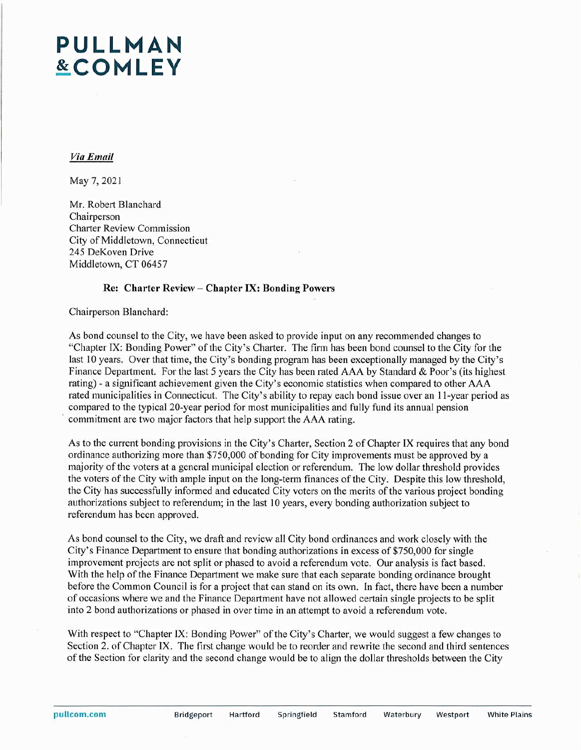# PULLMAN & COMLEY

*Via Email*

May 7, 2021

Mr. Robert Blanchard
Chairperson
Charter Review Commission
City of Middletown, Connecticut
245 DeKoven Drive
Middletown, CT 06457

**Re: Charter Review – Chapter IX: Bonding Powers**

Chairperson Blanchard:

As bond counsel to the City, we have been asked to provide input on any recommended changes to "Chapter IX: Bonding Power" of the City's Charter. The firm has been bond counsel to the City for the last 10 years. Over that time, the City's bonding program has been exceptionally managed by the City's Finance Department. For the last 5 years the City has been rated AAA by Standard & Poor's (its highest rating) - a significant achievement given the City's economic statistics when compared to other AAA rated municipalities in Connecticut. The City's ability to repay each bond issue over an 11-year period as compared to the typical 20-year period for most municipalities and fully fund its annual pension commitment are two major factors that help support the AAA rating.

As to the current bonding provisions in the City's Charter, Section 2 of Chapter IX requires that any bond ordinance authorizing more than $750,000 of bonding for City improvements must be approved by a majority of the voters at a general municipal election or referendum. The low dollar threshold provides the voters of the City with ample input on the long-term finances of the City. Despite this low threshold, the City has successfully informed and educated City voters on the merits of the various project bonding authorizations subject to referendum; in the last 10 years, every bonding authorization subject to referendum has been approved.

As bond counsel to the City, we draft and review all City bond ordinances and work closely with the City's Finance Department to ensure that bonding authorizations in excess of $750,000 for single improvement projects are not split or phased to avoid a referendum vote. Our analysis is fact based. With the help of the Finance Department we make sure that each separate bonding ordinance brought before the Common Council is for a project that can stand on its own. In fact, there have been a number of occasions where we and the Finance Department have not allowed certain single projects to be split into 2 bond authorizations or phased in over time in an attempt to avoid a referendum vote.

With respect to "Chapter IX: Bonding Power" of the City's Charter, we would suggest a few changes to Section 2. of Chapter IX. The first change would be to reorder and rewrite the second and third sentences of the Section for clarity and the second change would be to align the dollar thresholds between the City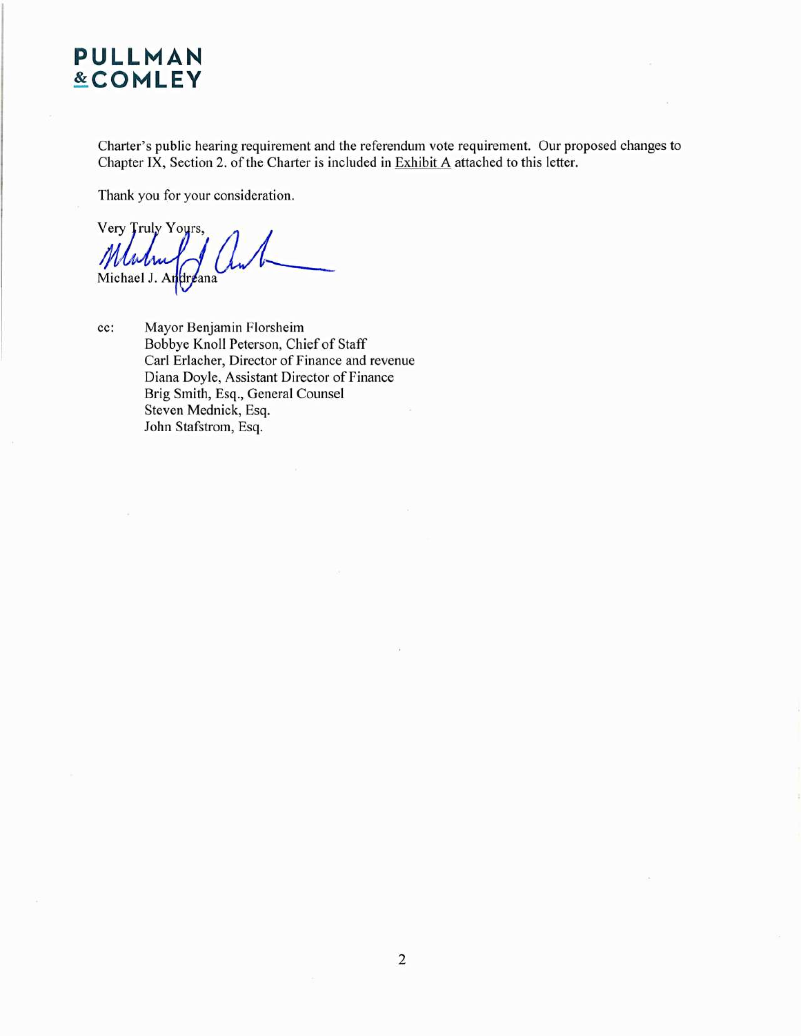Charter's public hearing requirement and the referendum vote requirement. Our proposed changes to Chapter IX, Section 2. of the Charter is included in Exhibit A attached to this letter.

Thank you for your consideration.

Very Truly Yours,

Michael J. Andreana

cc: Mayor Benjamin Florsheim
Bobbye Knoll Peterson, Chief of Staff
Carl Erlacher, Director of Finance and revenue
Diana Doyle, Assistant Director of Finance
Brig Smith, Esq., General Counsel
Steven Mednick, Esq.
John Stafstrom, Esq.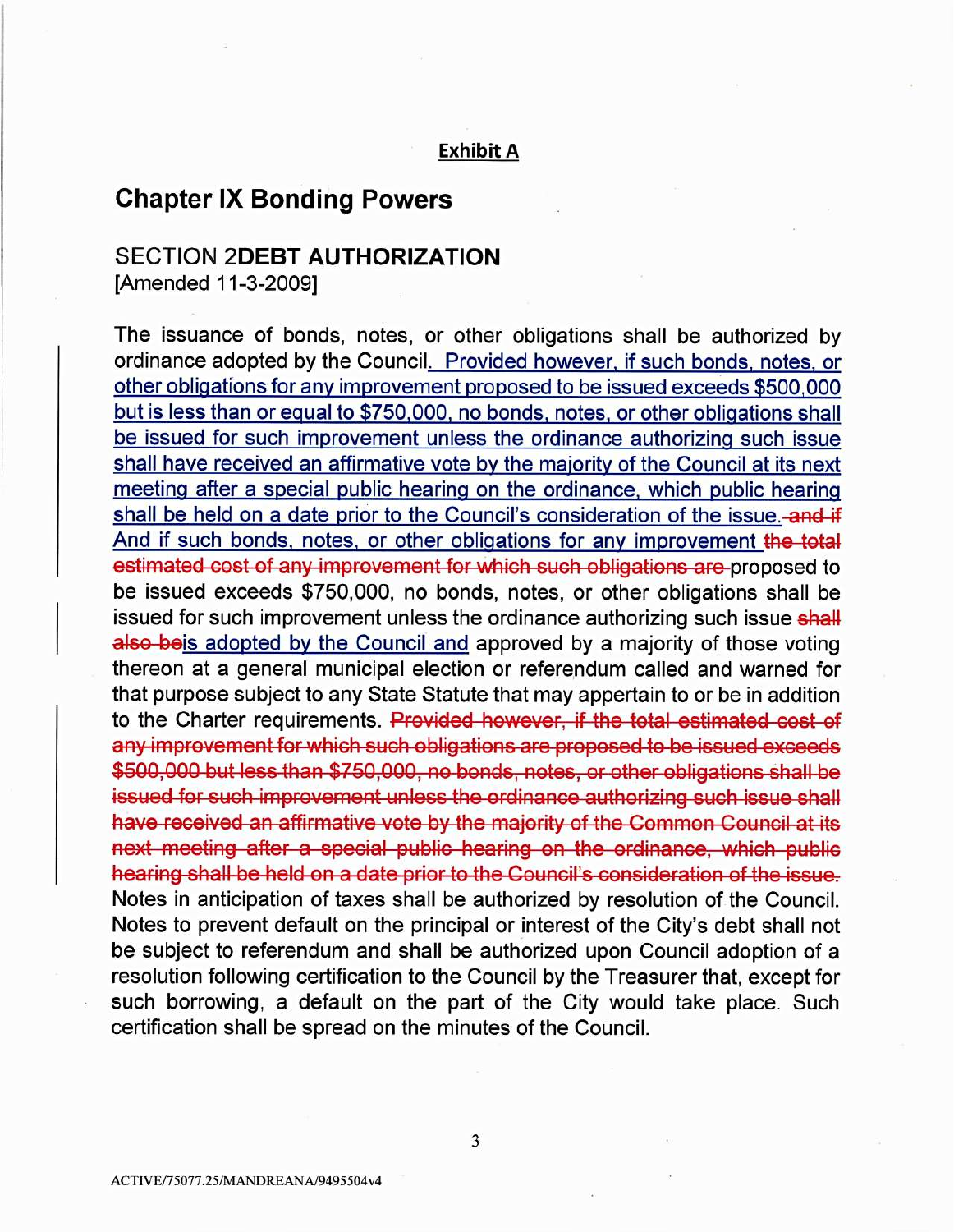**Exhibit A**

# Chapter IX Bonding Powers

## SECTION 2 DEBT AUTHORIZATION

[Amended 11-3-2009]

The issuance of bonds, notes, or other obligations shall be authorized by ordinance adopted by the Council<u>. Provided however, if such bonds, notes, or other obligations for any improvement proposed to be issued exceeds $500,000 but is less than or equal to $750,000, no bonds, notes, or other obligations shall be issued for such improvement unless the ordinance authorizing such issue shall have received an affirmative vote by the majority of the Council at its next meeting after a special public hearing on the ordinance, which public hearing shall be held on a date prior to the Council's consideration of the issue.</u>~~ and if~~ <u>And if such bonds, notes, or other obligations for any improvement</u> ~~the total estimated cost of any improvement for which such obligations are~~ proposed to be issued exceeds $750,000, no bonds, notes, or other obligations shall be issued for such improvement unless the ordinance authorizing such issue ~~shall also be~~<u>is adopted by the Council and</u> approved by a majority of those voting thereon at a general municipal election or referendum called and warned for that purpose subject to any State Statute that may appertain to or be in addition to the Charter requirements. ~~Provided however, if the total estimated cost of any improvement for which such obligations are proposed to be issued exceeds $500,000 but less than $750,000, no bonds, notes, or other obligations shall be issued for such improvement unless the ordinance authorizing such issue shall have received an affirmative vote by the majority of the Common Council at its next meeting after a special public hearing on the ordinance, which public hearing shall be held on a date prior to the Council's consideration of the issue.~~ Notes in anticipation of taxes shall be authorized by resolution of the Council. Notes to prevent default on the principal or interest of the City's debt shall not be subject to referendum and shall be authorized upon Council adoption of a resolution following certification to the Council by the Treasurer that, except for such borrowing, a default on the part of the City would take place. Such certification shall be spread on the minutes of the Council.